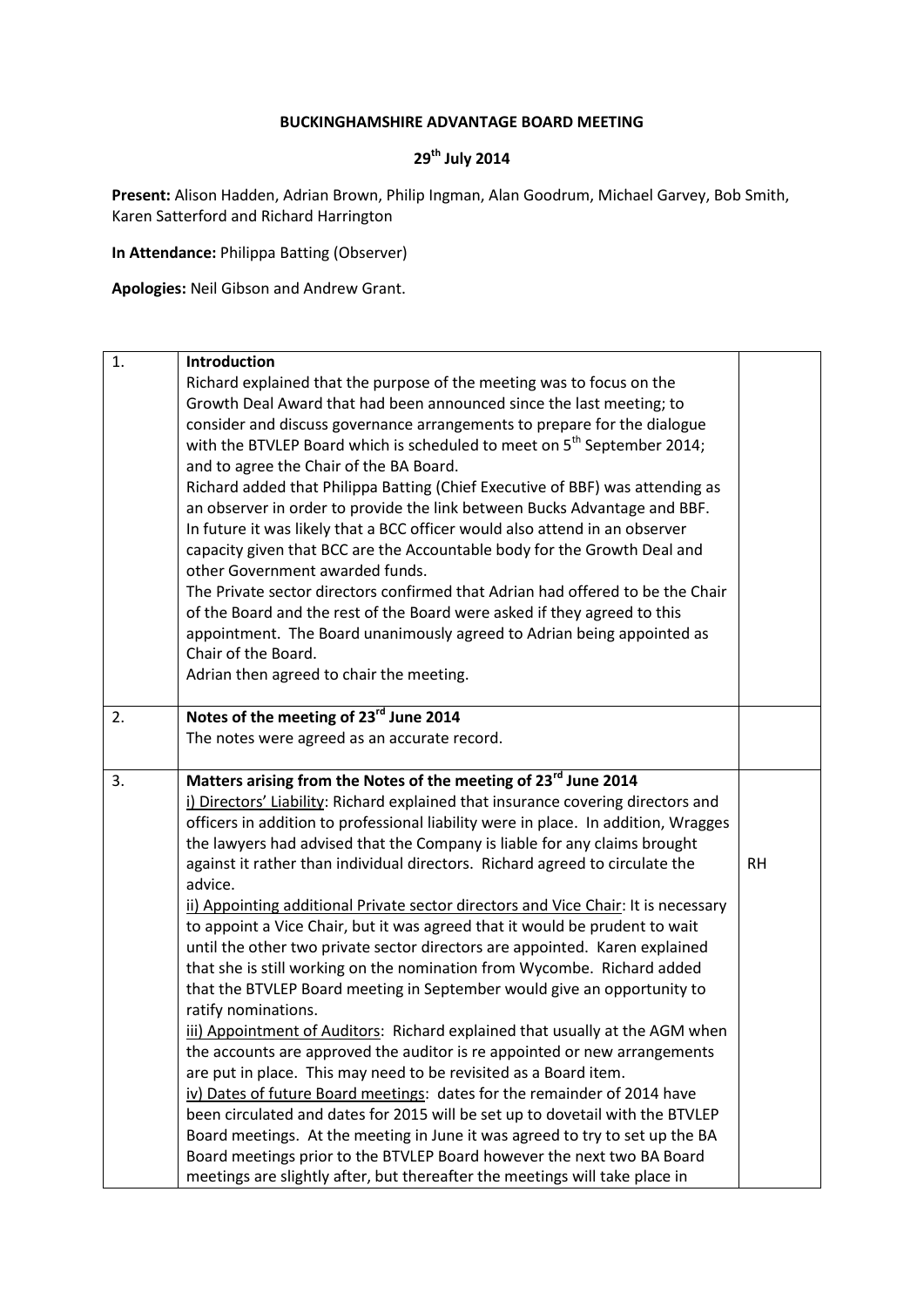**BUCKINGHAMSHIRE ADVANTAGE BOARD MEETING**

**29th July 2014**

**Present:** Alison Hadden, Adrian Brown, Philip Ingman, Alan Goodrum, Michael Garvey, Bob Smith, Karen Satterford and Richard Harrington

**In Attendance:** Philippa Batting (Observer)

**Apologies:** Neil Gibson and Andrew Grant.

| | | |
|---|---|---|
| 1. | **Introduction**<br>Richard explained that the purpose of the meeting was to focus on the Growth Deal Award that had been announced since the last meeting; to consider and discuss governance arrangements to prepare for the dialogue with the BTVLEP Board which is scheduled to meet on 5th September 2014; and to agree the Chair of the BA Board.<br>Richard added that Philippa Batting (Chief Executive of BBF) was attending as an observer in order to provide the link between Bucks Advantage and BBF. In future it was likely that a BCC officer would also attend in an observer capacity given that BCC are the Accountable body for the Growth Deal and other Government awarded funds.<br>The Private sector directors confirmed that Adrian had offered to be the Chair of the Board and the rest of the Board were asked if they agreed to this appointment. The Board unanimously agreed to Adrian being appointed as Chair of the Board.<br>Adrian then agreed to chair the meeting. | |
| 2. | **Notes of the meeting of 23rd June 2014**<br>The notes were agreed as an accurate record. | |
| 3. | **Matters arising from the Notes of the meeting of 23rd June 2014**<br><u>i) Directors' Liability</u>: Richard explained that insurance covering directors and officers in addition to professional liability were in place. In addition, Wragges the lawyers had advised that the Company is liable for any claims brought against it rather than individual directors. Richard agreed to circulate the advice.<br><u>ii) Appointing additional Private sector directors and Vice Chair</u>: It is necessary to appoint a Vice Chair, but it was agreed that it would be prudent to wait until the other two private sector directors are appointed. Karen explained that she is still working on the nomination from Wycombe. Richard added that the BTVLEP Board meeting in September would give an opportunity to ratify nominations.<br><u>iii) Appointment of Auditors</u>: Richard explained that usually at the AGM when the accounts are approved the auditor is re appointed or new arrangements are put in place. This may need to be revisited as a Board item.<br><u>iv) Dates of future Board meetings</u>: dates for the remainder of 2014 have been circulated and dates for 2015 will be set up to dovetail with the BTVLEP Board meetings. At the meeting in June it was agreed to try to set up the BA Board meetings prior to the BTVLEP Board however the next two BA Board meetings are slightly after, but thereafter the meetings will take place in | RH |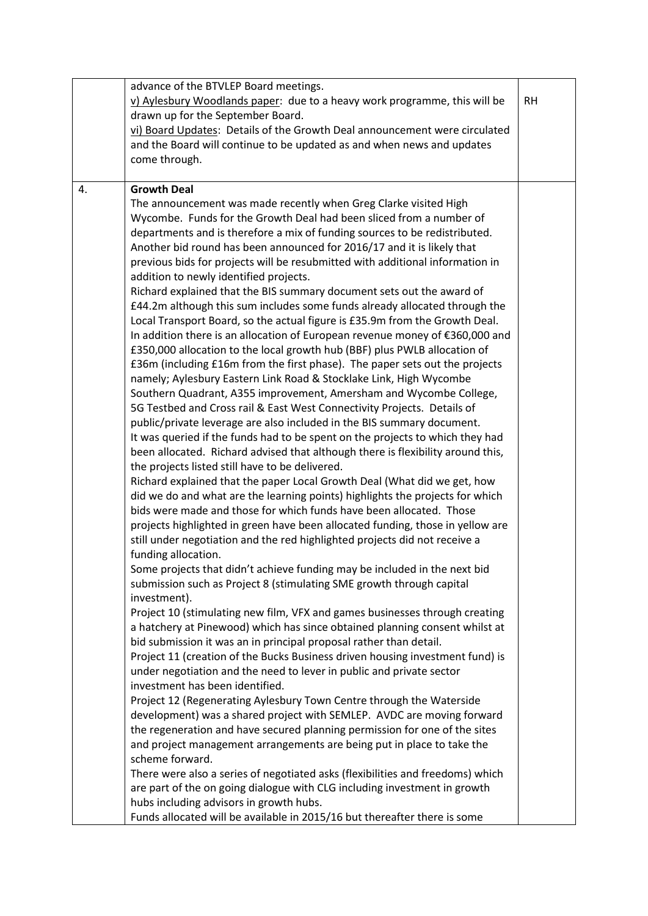| | | |
|---|---|---|
| | advance of the BTVLEP Board meetings.<br>v) Aylesbury Woodlands paper: due to a heavy work programme, this will be drawn up for the September Board.<br>vi) Board Updates: Details of the Growth Deal announcement were circulated and the Board will continue to be updated as and when news and updates come through. | RH |
| 4. | **Growth Deal**<br>The announcement was made recently when Greg Clarke visited High Wycombe. Funds for the Growth Deal had been sliced from a number of departments and is therefore a mix of funding sources to be redistributed. Another bid round has been announced for 2016/17 and it is likely that previous bids for projects will be resubmitted with additional information in addition to newly identified projects.<br>Richard explained that the BIS summary document sets out the award of £44.2m although this sum includes some funds already allocated through the Local Transport Board, so the actual figure is £35.9m from the Growth Deal. In addition there is an allocation of European revenue money of €360,000 and £350,000 allocation to the local growth hub (BBF) plus PWLB allocation of £36m (including £16m from the first phase). The paper sets out the projects namely; Aylesbury Eastern Link Road & Stocklake Link, High Wycombe Southern Quadrant, A355 improvement, Amersham and Wycombe College, 5G Testbed and Cross rail & East West Connectivity Projects. Details of public/private leverage are also included in the BIS summary document.<br>It was queried if the funds had to be spent on the projects to which they had been allocated. Richard advised that although there is flexibility around this, the projects listed still have to be delivered.<br>Richard explained that the paper Local Growth Deal (What did we get, how did we do and what are the learning points) highlights the projects for which bids were made and those for which funds have been allocated. Those projects highlighted in green have been allocated funding, those in yellow are still under negotiation and the red highlighted projects did not receive a funding allocation.<br>Some projects that didn't achieve funding may be included in the next bid submission such as Project 8 (stimulating SME growth through capital investment).<br>Project 10 (stimulating new film, VFX and games businesses through creating a hatchery at Pinewood) which has since obtained planning consent whilst at bid submission it was an in principal proposal rather than detail.<br>Project 11 (creation of the Bucks Business driven housing investment fund) is under negotiation and the need to lever in public and private sector investment has been identified.<br>Project 12 (Regenerating Aylesbury Town Centre through the Waterside development) was a shared project with SEMLEP. AVDC are moving forward the regeneration and have secured planning permission for one of the sites and project management arrangements are being put in place to take the scheme forward.<br>There were also a series of negotiated asks (flexibilities and freedoms) which are part of the on going dialogue with CLG including investment in growth hubs including advisors in growth hubs.<br>Funds allocated will be available in 2015/16 but thereafter there is some | |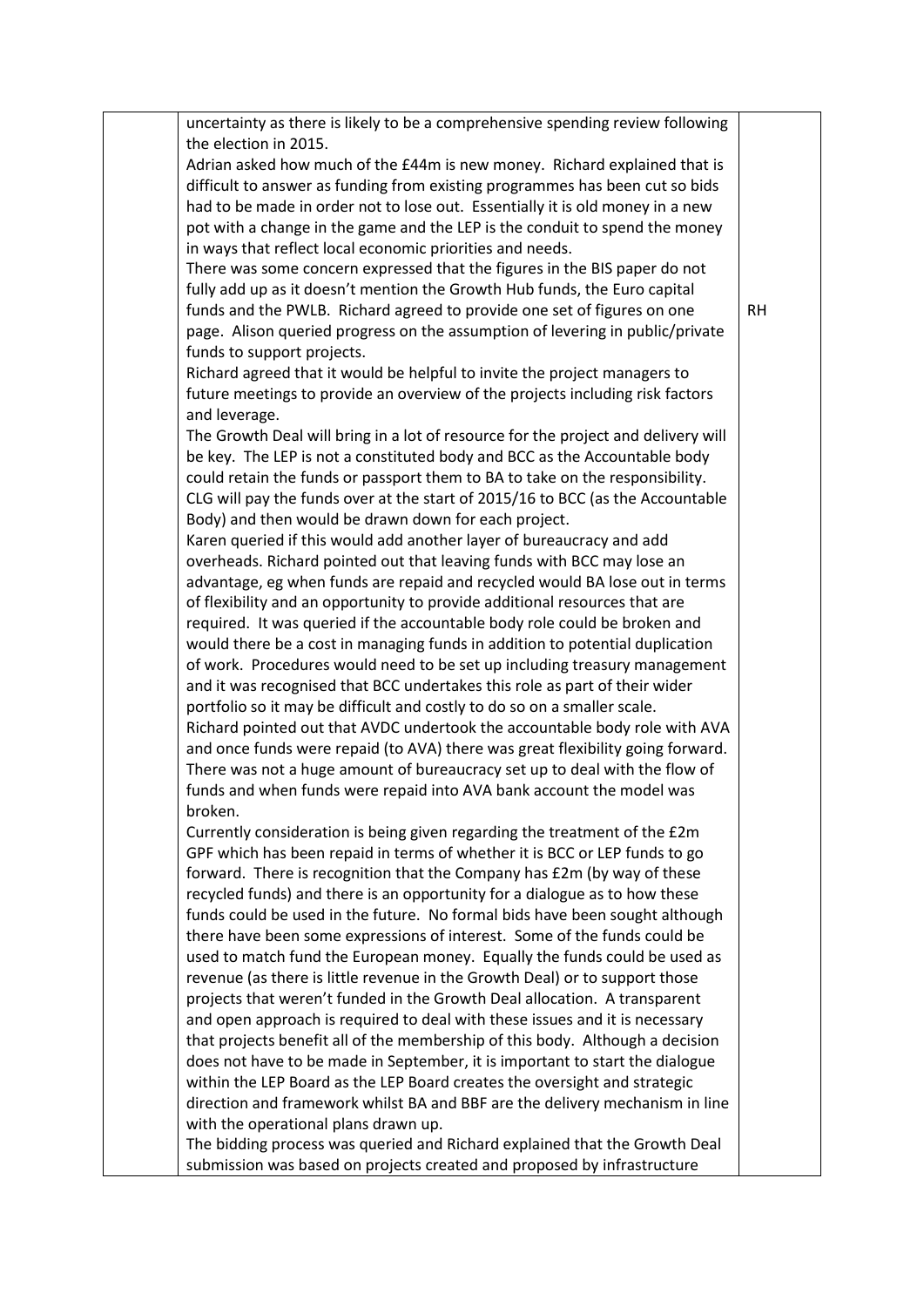| | | |
|---|---|---|
| | uncertainty as there is likely to be a comprehensive spending review following the election in 2015.<br>Adrian asked how much of the £44m is new money. Richard explained that is difficult to answer as funding from existing programmes has been cut so bids had to be made in order not to lose out. Essentially it is old money in a new pot with a change in the game and the LEP is the conduit to spend the money in ways that reflect local economic priorities and needs.<br>There was some concern expressed that the figures in the BIS paper do not fully add up as it doesn't mention the Growth Hub funds, the Euro capital funds and the PWLB. Richard agreed to provide one set of figures on one page. Alison queried progress on the assumption of levering in public/private funds to support projects.<br>Richard agreed that it would be helpful to invite the project managers to future meetings to provide an overview of the projects including risk factors and leverage.<br>The Growth Deal will bring in a lot of resource for the project and delivery will be key. The LEP is not a constituted body and BCC as the Accountable body could retain the funds or passport them to BA to take on the responsibility. CLG will pay the funds over at the start of 2015/16 to BCC (as the Accountable Body) and then would be drawn down for each project.<br>Karen queried if this would add another layer of bureaucracy and add overheads. Richard pointed out that leaving funds with BCC may lose an advantage, eg when funds are repaid and recycled would BA lose out in terms of flexibility and an opportunity to provide additional resources that are required. It was queried if the accountable body role could be broken and would there be a cost in managing funds in addition to potential duplication of work. Procedures would need to be set up including treasury management and it was recognised that BCC undertakes this role as part of their wider portfolio so it may be difficult and costly to do so on a smaller scale.<br>Richard pointed out that AVDC undertook the accountable body role with AVA and once funds were repaid (to AVA) there was great flexibility going forward. There was not a huge amount of bureaucracy set up to deal with the flow of funds and when funds were repaid into AVA bank account the model was broken.<br>Currently consideration is being given regarding the treatment of the £2m GPF which has been repaid in terms of whether it is BCC or LEP funds to go forward. There is recognition that the Company has £2m (by way of these recycled funds) and there is an opportunity for a dialogue as to how these funds could be used in the future. No formal bids have been sought although there have been some expressions of interest. Some of the funds could be used to match fund the European money. Equally the funds could be used as revenue (as there is little revenue in the Growth Deal) or to support those projects that weren't funded in the Growth Deal allocation. A transparent and open approach is required to deal with these issues and it is necessary that projects benefit all of the membership of this body. Although a decision does not have to be made in September, it is important to start the dialogue within the LEP Board as the LEP Board creates the oversight and strategic direction and framework whilst BA and BBF are the delivery mechanism in line with the operational plans drawn up.<br>The bidding process was queried and Richard explained that the Growth Deal submission was based on projects created and proposed by infrastructure | RH |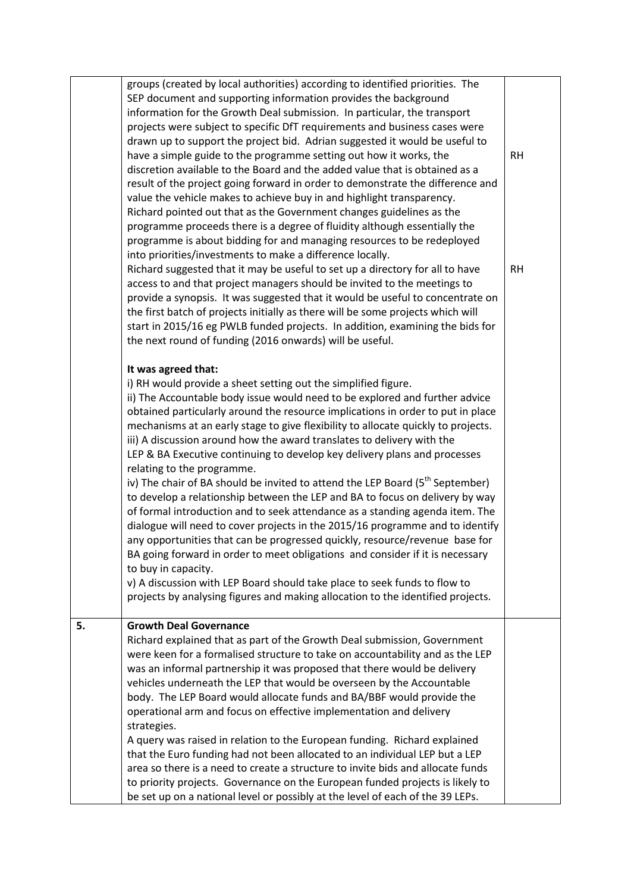| | | |
|---|---|---|
| | groups (created by local authorities) according to identified priorities. The SEP document and supporting information provides the background information for the Growth Deal submission. In particular, the transport projects were subject to specific DfT requirements and business cases were drawn up to support the project bid. Adrian suggested it would be useful to have a simple guide to the programme setting out how it works, the discretion available to the Board and the added value that is obtained as a result of the project going forward in order to demonstrate the difference and value the vehicle makes to achieve buy in and highlight transparency.<br>Richard pointed out that as the Government changes guidelines as the programme proceeds there is a degree of fluidity although essentially the programme is about bidding for and managing resources to be redeployed into priorities/investments to make a difference locally.<br>Richard suggested that it may be useful to set up a directory for all to have access to and that project managers should be invited to the meetings to provide a synopsis. It was suggested that it would be useful to concentrate on the first batch of projects initially as there will be some projects which will start in 2015/16 eg PWLB funded projects. In addition, examining the bids for the next round of funding (2016 onwards) will be useful.<br><br>**It was agreed that:**<br>i) RH would provide a sheet setting out the simplified figure.<br>ii) The Accountable body issue would need to be explored and further advice obtained particularly around the resource implications in order to put in place mechanisms at an early stage to give flexibility to allocate quickly to projects.<br>iii) A discussion around how the award translates to delivery with the LEP & BA Executive continuing to develop key delivery plans and processes relating to the programme.<br>iv) The chair of BA should be invited to attend the LEP Board (5th September) to develop a relationship between the LEP and BA to focus on delivery by way of formal introduction and to seek attendance as a standing agenda item. The dialogue will need to cover projects in the 2015/16 programme and to identify any opportunities that can be progressed quickly, resource/revenue base for BA going forward in order to meet obligations and consider if it is necessary to buy in capacity.<br>v) A discussion with LEP Board should take place to seek funds to flow to projects by analysing figures and making allocation to the identified projects. | RH<br><br>RH |
| **5.** | **Growth Deal Governance**<br>Richard explained that as part of the Growth Deal submission, Government were keen for a formalised structure to take on accountability and as the LEP was an informal partnership it was proposed that there would be delivery vehicles underneath the LEP that would be overseen by the Accountable body. The LEP Board would allocate funds and BA/BBF would provide the operational arm and focus on effective implementation and delivery strategies.<br>A query was raised in relation to the European funding. Richard explained that the Euro funding had not been allocated to an individual LEP but a LEP area so there is a need to create a structure to invite bids and allocate funds to priority projects. Governance on the European funded projects is likely to be set up on a national level or possibly at the level of each of the 39 LEPs. | |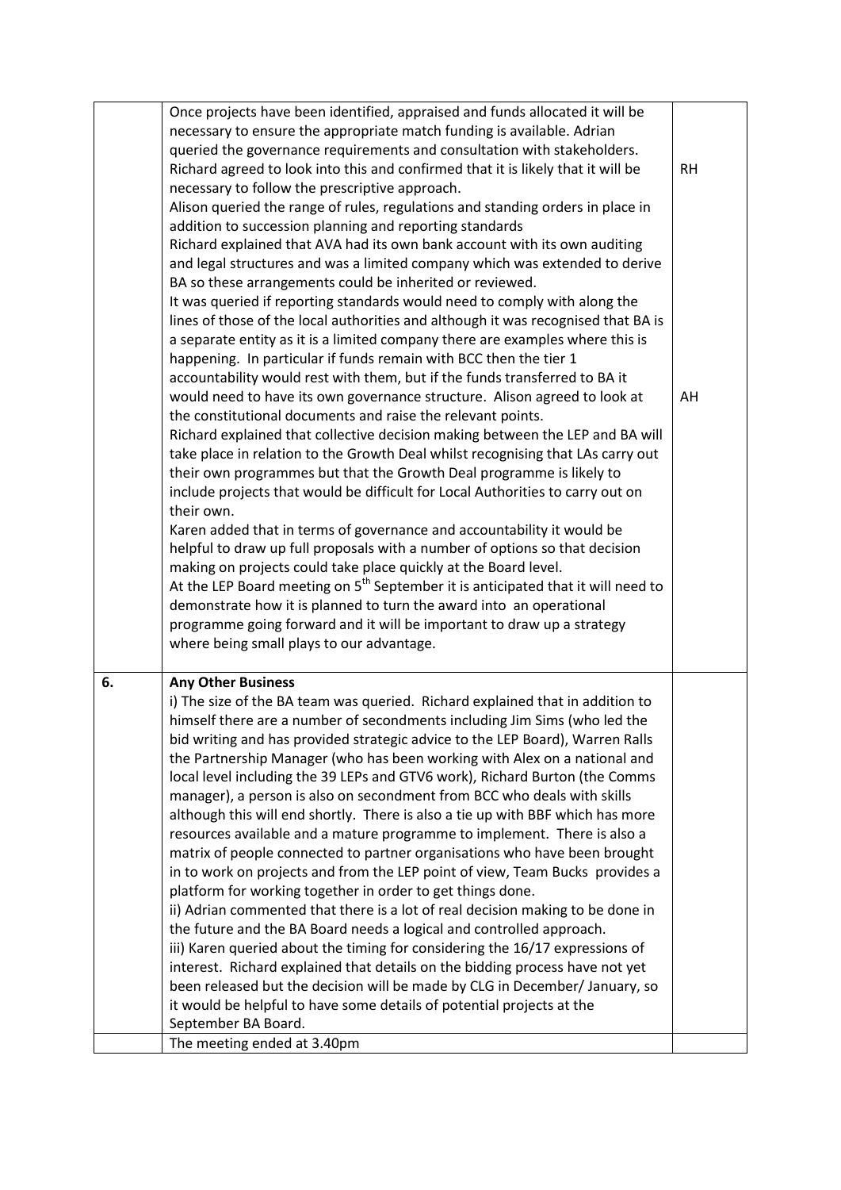| | | |
|---|---|---|
| | Once projects have been identified, appraised and funds allocated it will be necessary to ensure the appropriate match funding is available. Adrian queried the governance requirements and consultation with stakeholders. Richard agreed to look into this and confirmed that it is likely that it will be necessary to follow the prescriptive approach.<br>Alison queried the range of rules, regulations and standing orders in place in addition to succession planning and reporting standards<br>Richard explained that AVA had its own bank account with its own auditing and legal structures and was a limited company which was extended to derive BA so these arrangements could be inherited or reviewed.<br>It was queried if reporting standards would need to comply with along the lines of those of the local authorities and although it was recognised that BA is a separate entity as it is a limited company there are examples where this is happening. In particular if funds remain with BCC then the tier 1 accountability would rest with them, but if the funds transferred to BA it would need to have its own governance structure. Alison agreed to look at the constitutional documents and raise the relevant points.<br>Richard explained that collective decision making between the LEP and BA will take place in relation to the Growth Deal whilst recognising that LAs carry out their own programmes but that the Growth Deal programme is likely to include projects that would be difficult for Local Authorities to carry out on their own.<br>Karen added that in terms of governance and accountability it would be helpful to draw up full proposals with a number of options so that decision making on projects could take place quickly at the Board level.<br>At the LEP Board meeting on 5th September it is anticipated that it will need to demonstrate how it is planned to turn the award into an operational programme going forward and it will be important to draw up a strategy where being small plays to our advantage. | RH<br><br>AH |
| 6. | **Any Other Business**<br>i) The size of the BA team was queried. Richard explained that in addition to himself there are a number of secondments including Jim Sims (who led the bid writing and has provided strategic advice to the LEP Board), Warren Ralls the Partnership Manager (who has been working with Alex on a national and local level including the 39 LEPs and GTV6 work), Richard Burton (the Comms manager), a person is also on secondment from BCC who deals with skills although this will end shortly. There is also a tie up with BBF which has more resources available and a mature programme to implement. There is also a matrix of people connected to partner organisations who have been brought in to work on projects and from the LEP point of view, Team Bucks provides a platform for working together in order to get things done.<br>ii) Adrian commented that there is a lot of real decision making to be done in the future and the BA Board needs a logical and controlled approach.<br>iii) Karen queried about the timing for considering the 16/17 expressions of interest. Richard explained that details on the bidding process have not yet been released but the decision will be made by CLG in December/ January, so it would be helpful to have some details of potential projects at the September BA Board. | |
| | The meeting ended at 3.40pm | |